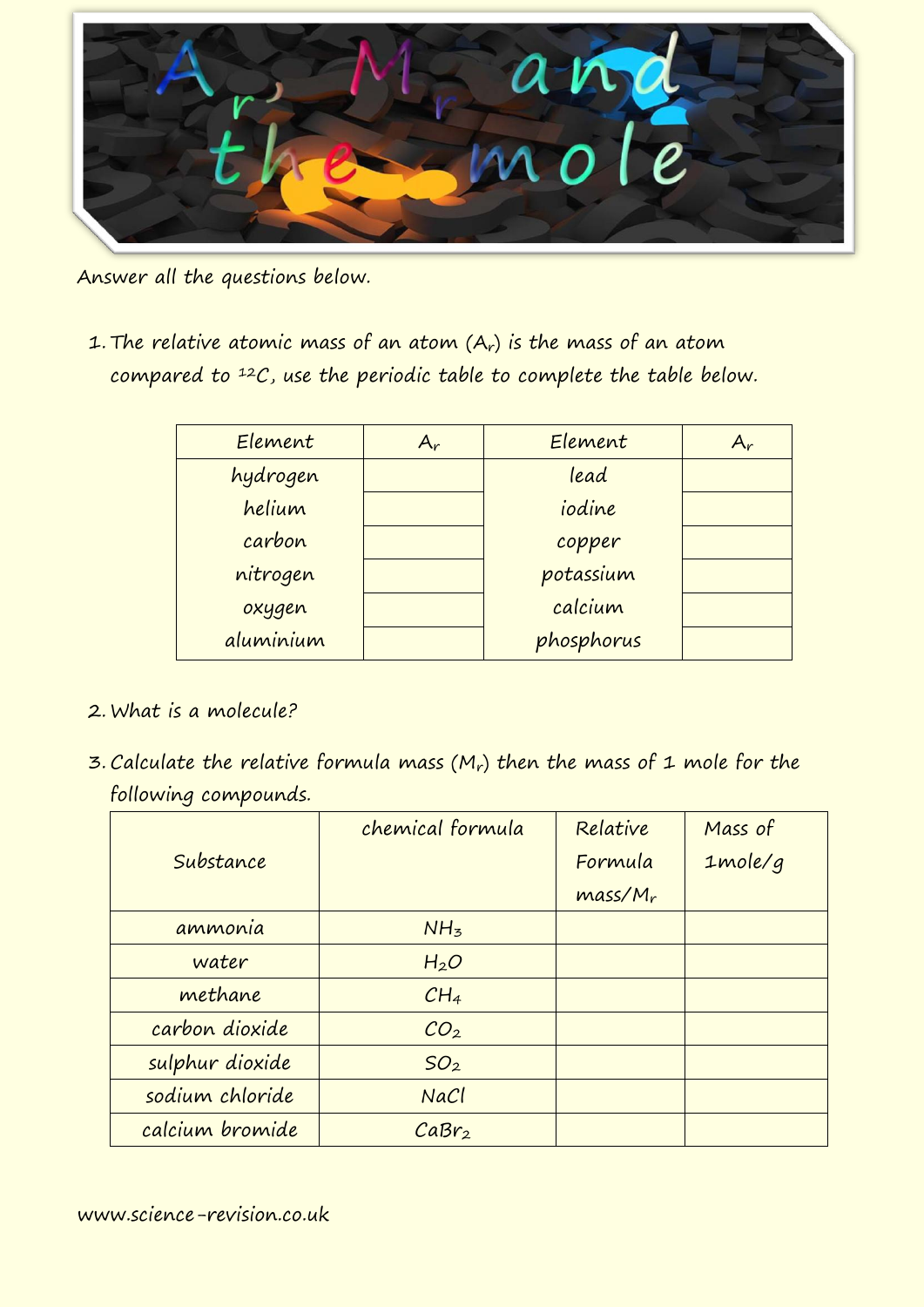# $A_r$, $M_r$ and the mole

Answer all the questions below.

1. The relative atomic mass of an atom ($A_r$) is the mass of an atom compared to $^{12}C$, use the periodic table to complete the table below.

| Element | $A_r$ | Element | $A_r$ |
|---|---|---|---|
| hydrogen | | lead | |
| helium | | iodine | |
| carbon | | copper | |
| nitrogen | | potassium | |
| oxygen | | calcium | |
| aluminium | | phosphorus | |

2. What is a molecule?

3. Calculate the relative formula mass ($M_r$) then the mass of 1 mole for the following compounds.

| Substance | chemical formula | Relative Formula mass/$M_r$ | Mass of 1mole/g |
|---|---|---|---|
| ammonia | $NH_3$ | | |
| water | $H_2O$ | | |
| methane | $CH_4$ | | |
| carbon dioxide | $CO_2$ | | |
| sulphur dioxide | $SO_2$ | | |
| sodium chloride | $NaCl$ | | |
| calcium bromide | $CaBr_2$ | | |

www.science-revision.co.uk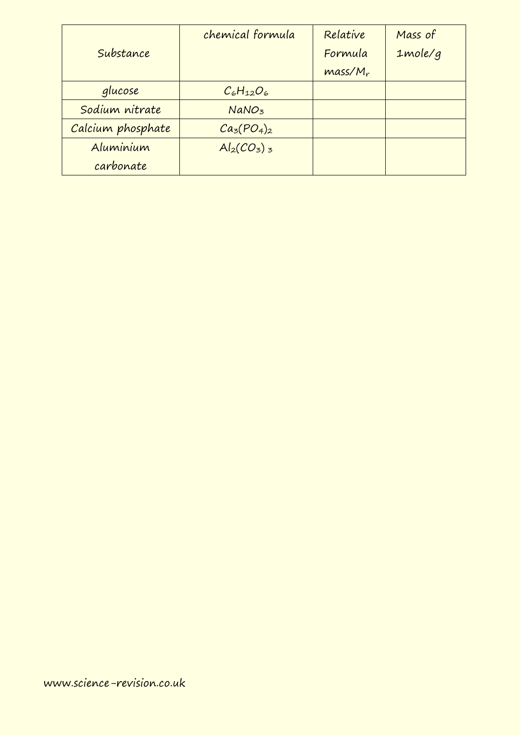| Substance | chemical formula | Relative Formula mass/$M_r$ | Mass of 1mole/g |
| --- | --- | --- | --- |
| glucose | $C_6H_{12}O_6$ | | |
| Sodium nitrate | $NaNO_3$ | | |
| Calcium phosphate | $Ca_3(PO_4)_2$ | | |
| Aluminium carbonate | $Al_2(CO_3)_3$ | | |

www.science-revision.co.uk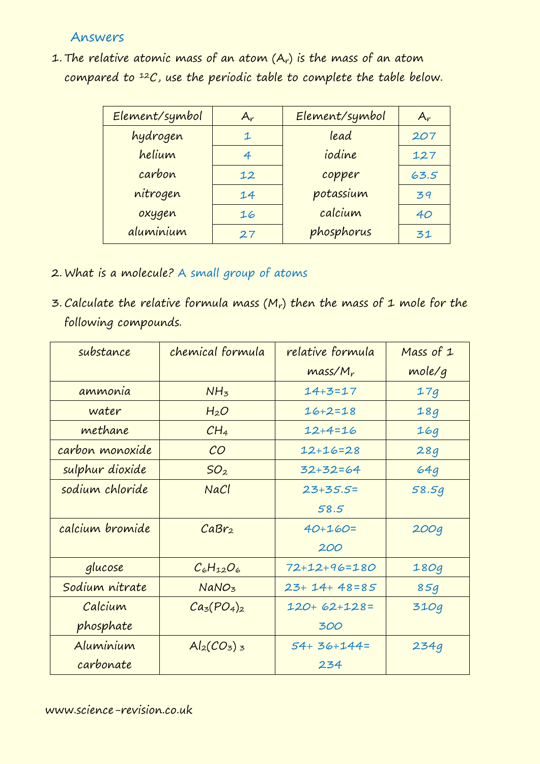## Answers

1. The relative atomic mass of an atom ($A_r$) is the mass of an atom compared to $^{12}C$, use the periodic table to complete the table below.

| Element/symbol | $A_r$ | Element/symbol | $A_r$ |
|---|---|---|---|
| hydrogen | 1 | lead | 207 |
| helium | 4 | iodine | 127 |
| carbon | 12 | copper | 63.5 |
| nitrogen | 14 | potassium | 39 |
| oxygen | 16 | calcium | 40 |
| aluminium | 27 | phosphorus | 31 |

2. What is a molecule? A small group of atoms

3. Calculate the relative formula mass ($M_r$) then the mass of 1 mole for the following compounds.

| substance | chemical formula | relative formula mass/$M_r$ | Mass of 1 mole/g |
|---|---|---|---|
| ammonia | $NH_3$ | 14+3=17 | 17g |
| water | $H_2O$ | 16+2=18 | 18g |
| methane | $CH_4$ | 12+4=16 | 16g |
| carbon monoxide | $CO$ | 12+16=28 | 28g |
| sulphur dioxide | $SO_2$ | 32+32=64 | 64g |
| sodium chloride | $NaCl$ | 23+35.5=58.5 | 58.5g |
| calcium bromide | $CaBr_2$ | 40+160=200 | 200g |
| glucose | $C_6H_{12}O_6$ | 72+12+96=180 | 180g |
| Sodium nitrate | $NaNO_3$ | 23+ 14+ 48=85 | 85g |
| Calcium phosphate | $Ca_3(PO_4)_2$ | 120+ 62+128=300 | 310g |
| Aluminium carbonate | $Al_2(CO_3)_3$ | 54+ 36+144=234 | 234g |

www.science-revision.co.uk